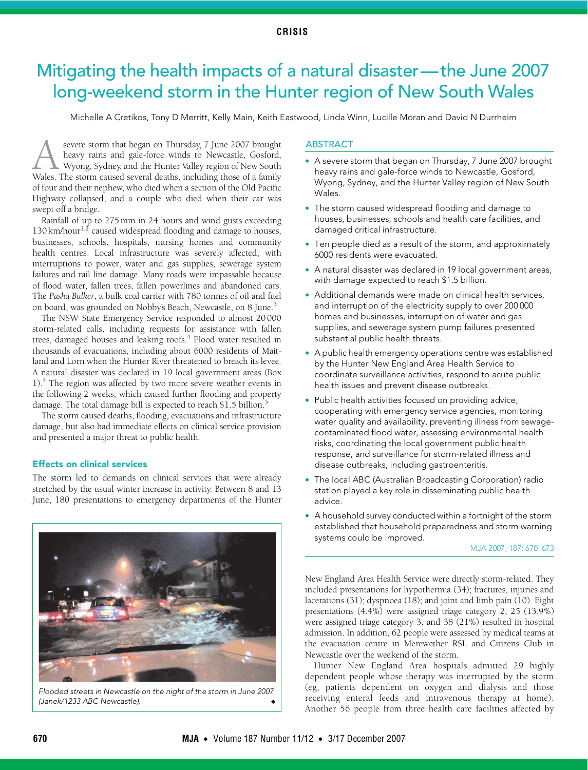CRISIS

# Mitigating the health impacts of a natural disaster — the June 2007 long-weekend storm in the Hunter region of New South Wales

Michelle A Cretikos, Tony D Merritt, Kelly Main, Keith Eastwood, Linda Winn, Lucille Moran and David N Durrheim

## ABSTRACT

- A severe storm that began on Thursday, 7 June 2007 brought heavy rains and gale-force winds to Newcastle, Gosford, Wyong, Sydney, and the Hunter Valley region of New South Wales.
- The storm caused widespread flooding and damage to houses, businesses, schools and health care facilities, and damaged critical infrastructure.
- Ten people died as a result of the storm, and approximately 6000 residents were evacuated.
- A natural disaster was declared in 19 local government areas, with damage expected to reach $1.5 billion.
- Additional demands were made on clinical health services, and interruption of the electricity supply to over 200 000 homes and businesses, interruption of water and gas supplies, and sewerage system pump failures presented substantial public health threats.
- A public health emergency operations centre was established by the Hunter New England Area Health Service to coordinate surveillance activities, respond to acute public health issues and prevent disease outbreaks.
- Public health activities focused on providing advice, cooperating with emergency service agencies, monitoring water quality and availability, preventing illness from sewage-contaminated flood water, assessing environmental health risks, coordinating the local government public health response, and surveillance for storm-related illness and disease outbreaks, including gastroenteritis.
- The local ABC (Australian Broadcasting Corporation) radio station played a key role in disseminating public health advice.
- A household survey conducted within a fortnight of the storm established that household preparedness and storm warning systems could be improved.

MJA 2007; 187: 670–673

A severe storm that began on Thursday, 7 June 2007 brought heavy rains and gale-force winds to Newcastle, Gosford, Wyong, Sydney, and the Hunter Valley region of New South Wales. The storm caused several deaths, including those of a family of four and their nephew, who died when a section of the Old Pacific Highway collapsed, and a couple who died when their car was swept off a bridge.

Rainfall of up to 275 mm in 24 hours and wind gusts exceeding 130 km/hour[1,2] caused widespread flooding and damage to houses, businesses, schools, hospitals, nursing homes and community health centres. Local infrastructure was severely affected, with interruptions to power, water and gas supplies, sewerage system failures and rail line damage. Many roads were impassable because of flood water, fallen trees, fallen powerlines and abandoned cars. The *Pasha Bulker*, a bulk coal carrier with 780 tonnes of oil and fuel on board, was grounded on Nobby's Beach, Newcastle, on 8 June.[3]

The NSW State Emergency Service responded to almost 20 000 storm-related calls, including requests for assistance with fallen trees, damaged houses and leaking roofs.[4] Flood water resulted in thousands of evacuations, including about 6000 residents of Maitland and Lorn when the Hunter River threatened to breach its levee. A natural disaster was declared in 19 local government areas (Box 1).[4] The region was affected by two more severe weather events in the following 2 weeks, which caused further flooding and property damage. The total damage bill is expected to reach $1.5 billion.[5]

The storm caused deaths, flooding, evacuations and infrastructure damage, but also had immediate effects on clinical service provision and presented a major threat to public health.

Flooded streets in Newcastle on the night of the storm in June 2007 (Janek/1233 ABC Newcastle).

### Effects on clinical services

The storm led to demands on clinical services that were already stretched by the usual winter increase in activity. Between 8 and 13 June, 180 presentations to emergency departments of the Hunter New England Area Health Service were directly storm-related. They included presentations for hypothermia (34); fractures, injuries and lacerations (31); dyspnoea (18); and joint and limb pain (10). Eight presentations (4.4%) were assigned triage category 2, 25 (13.9%) were assigned triage category 3, and 38 (21%) resulted in hospital admission. In addition, 62 people were assessed by medical teams at the evacuation centre in Merewether RSL and Citizens Club in Newcastle over the weekend of the storm.

Hunter New England Area hospitals admitted 29 highly dependent people whose therapy was interrupted by the storm (eg, patients dependent on oxygen and dialysis and those receiving enteral feeds and intravenous therapy at home). Another 56 people from three health care facilities affected by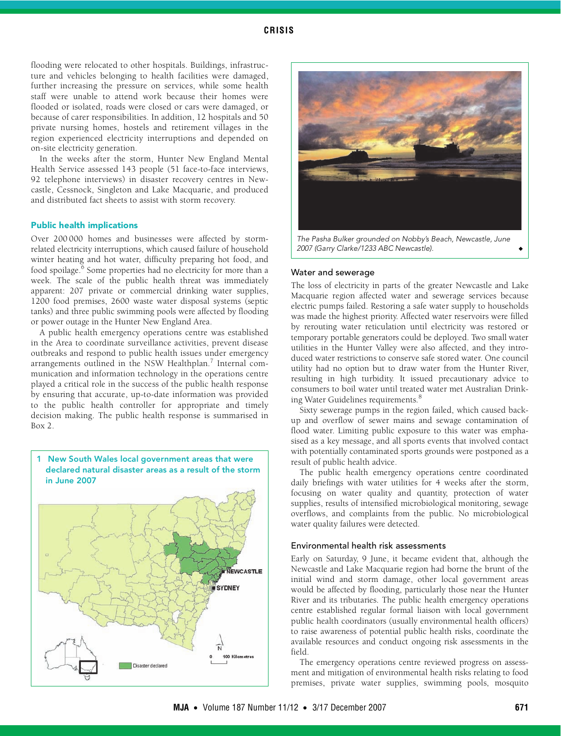flooding were relocated to other hospitals. Buildings, infrastructure and vehicles belonging to health facilities were damaged, further increasing the pressure on services, while some health staff were unable to attend work because their homes were flooded or isolated, roads were closed or cars were damaged, or because of carer responsibilities. In addition, 12 hospitals and 50 private nursing homes, hostels and retirement villages in the region experienced electricity interruptions and depended on on-site electricity generation.

In the weeks after the storm, Hunter New England Mental Health Service assessed 143 people (51 face-to-face interviews, 92 telephone interviews) in disaster recovery centres in Newcastle, Cessnock, Singleton and Lake Macquarie, and produced and distributed fact sheets to assist with storm recovery.

### Public health implications

Over 200 000 homes and businesses were affected by storm-related electricity interruptions, which caused failure of household winter heating and hot water, difficulty preparing hot food, and food spoilage.[6] Some properties had no electricity for more than a week. The scale of the public health threat was immediately apparent: 207 private or commercial drinking water supplies, 1200 food premises, 2600 waste water disposal systems (septic tanks) and three public swimming pools were affected by flooding or power outage in the Hunter New England Area.

A public health emergency operations centre was established in the Area to coordinate surveillance activities, prevent disease outbreaks and respond to public health issues under emergency arrangements outlined in the NSW Healthplan.[7] Internal communication and information technology in the operations centre played a critical role in the success of the public health response by ensuring that accurate, up-to-date information was provided to the public health controller for appropriate and timely decision making. The public health response is summarised in Box 2.

**1 New South Wales local government areas that were declared natural disaster areas as a result of the storm in June 2007**

*The Pasha Bulker grounded on Nobby's Beach, Newcastle, June 2007 (Garry Clarke/1233 ABC Newcastle).*

#### Water and sewerage

The loss of electricity in parts of the greater Newcastle and Lake Macquarie region affected water and sewerage services because electric pumps failed. Restoring a safe water supply to households was made the highest priority. Affected water reservoirs were filled by rerouting water reticulation until electricity was restored or temporary portable generators could be deployed. Two small water utilities in the Hunter Valley were also affected, and they introduced water restrictions to conserve safe stored water. One council utility had no option but to draw water from the Hunter River, resulting in high turbidity. It issued precautionary advice to consumers to boil water until treated water met Australian Drinking Water Guidelines requirements.[8]

Sixty sewerage pumps in the region failed, which caused backup and overflow of sewer mains and sewage contamination of flood water. Limiting public exposure to this water was emphasised as a key message, and all sports events that involved contact with potentially contaminated sports grounds were postponed as a result of public health advice.

The public health emergency operations centre coordinated daily briefings with water utilities for 4 weeks after the storm, focusing on water quality and quantity, protection of water supplies, results of intensified microbiological monitoring, sewage overflows, and complaints from the public. No microbiological water quality failures were detected.

#### Environmental health risk assessments

Early on Saturday, 9 June, it became evident that, although the Newcastle and Lake Macquarie region had borne the brunt of the initial wind and storm damage, other local government areas would be affected by flooding, particularly those near the Hunter River and its tributaries. The public health emergency operations centre established regular formal liaison with local government public health coordinators (usually environmental health officers) to raise awareness of potential public health risks, coordinate the available resources and conduct ongoing risk assessments in the field.

The emergency operations centre reviewed progress on assessment and mitigation of environmental health risks relating to food premises, private water supplies, swimming pools, mosquito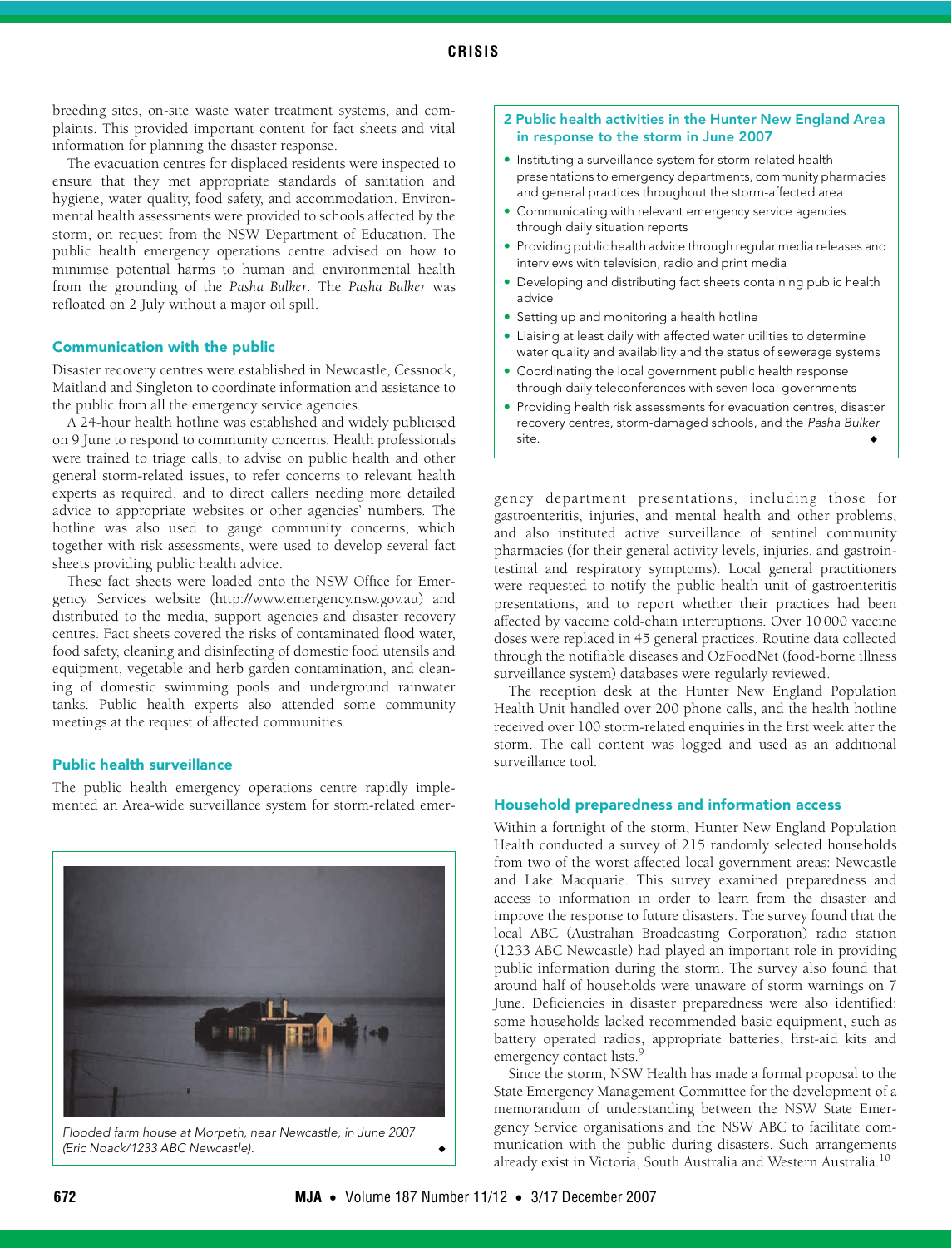breeding sites, on-site waste water treatment systems, and complaints. This provided important content for fact sheets and vital information for planning the disaster response.

The evacuation centres for displaced residents were inspected to ensure that they met appropriate standards of sanitation and hygiene, water quality, food safety, and accommodation. Environmental health assessments were provided to schools affected by the storm, on request from the NSW Department of Education. The public health emergency operations centre advised on how to minimise potential harms to human and environmental health from the grounding of the *Pasha Bulker*. The *Pasha Bulker* was refloated on 2 July without a major oil spill.

### Communication with the public

Disaster recovery centres were established in Newcastle, Cessnock, Maitland and Singleton to coordinate information and assistance to the public from all the emergency service agencies.

A 24-hour health hotline was established and widely publicised on 9 June to respond to community concerns. Health professionals were trained to triage calls, to advise on public health and other general storm-related issues, to refer concerns to relevant health experts as required, and to direct callers needing more detailed advice to appropriate websites or other agencies' numbers. The hotline was also used to gauge community concerns, which together with risk assessments, were used to develop several fact sheets providing public health advice.

These fact sheets were loaded onto the NSW Office for Emergency Services website (http://www.emergency.nsw.gov.au) and distributed to the media, support agencies and disaster recovery centres. Fact sheets covered the risks of contaminated flood water, food safety, cleaning and disinfecting of domestic food utensils and equipment, vegetable and herb garden contamination, and cleaning of domestic swimming pools and underground rainwater tanks. Public health experts also attended some community meetings at the request of affected communities.

### Public health surveillance

The public health emergency operations centre rapidly implemented an Area-wide surveillance system for storm-related emergency department presentations, including those for gastroenteritis, injuries, and mental health and other problems, and also instituted active surveillance of sentinel community pharmacies (for their general activity levels, injuries, and gastrointestinal and respiratory symptoms). Local general practitioners were requested to notify the public health unit of gastroenteritis presentations, and to report whether their practices had been affected by vaccine cold-chain interruptions. Over 10 000 vaccine doses were replaced in 45 general practices. Routine data collected through the notifiable diseases and OzFoodNet (food-borne illness surveillance system) databases were regularly reviewed.

The reception desk at the Hunter New England Population Health Unit handled over 200 phone calls, and the health hotline received over 100 storm-related enquiries in the first week after the storm. The call content was logged and used as an additional surveillance tool.

Flooded farm house at Morpeth, near Newcastle, in June 2007 (Eric Noack/1233 ABC Newcastle).

**2 Public health activities in the Hunter New England Area in response to the storm in June 2007**

- Instituting a surveillance system for storm-related health presentations to emergency departments, community pharmacies and general practices throughout the storm-affected area
- Communicating with relevant emergency service agencies through daily situation reports
- Providing public health advice through regular media releases and interviews with television, radio and print media
- Developing and distributing fact sheets containing public health advice
- Setting up and monitoring a health hotline
- Liaising at least daily with affected water utilities to determine water quality and availability and the status of sewerage systems
- Coordinating the local government public health response through daily teleconferences with seven local governments
- Providing health risk assessments for evacuation centres, disaster recovery centres, storm-damaged schools, and the *Pasha Bulker* site.

### Household preparedness and information access

Within a fortnight of the storm, Hunter New England Population Health conducted a survey of 215 randomly selected households from two of the worst affected local government areas: Newcastle and Lake Macquarie. This survey examined preparedness and access to information in order to learn from the disaster and improve the response to future disasters. The survey found that the local ABC (Australian Broadcasting Corporation) radio station (1233 ABC Newcastle) had played an important role in providing public information during the storm. The survey also found that around half of households were unaware of storm warnings on 7 June. Deficiencies in disaster preparedness were also identified: some households lacked recommended basic equipment, such as battery operated radios, appropriate batteries, first-aid kits and emergency contact lists.[9]

Since the storm, NSW Health has made a formal proposal to the State Emergency Management Committee for the development of a memorandum of understanding between the NSW State Emergency Service organisations and the NSW ABC to facilitate communication with the public during disasters. Such arrangements already exist in Victoria, South Australia and Western Australia.[10]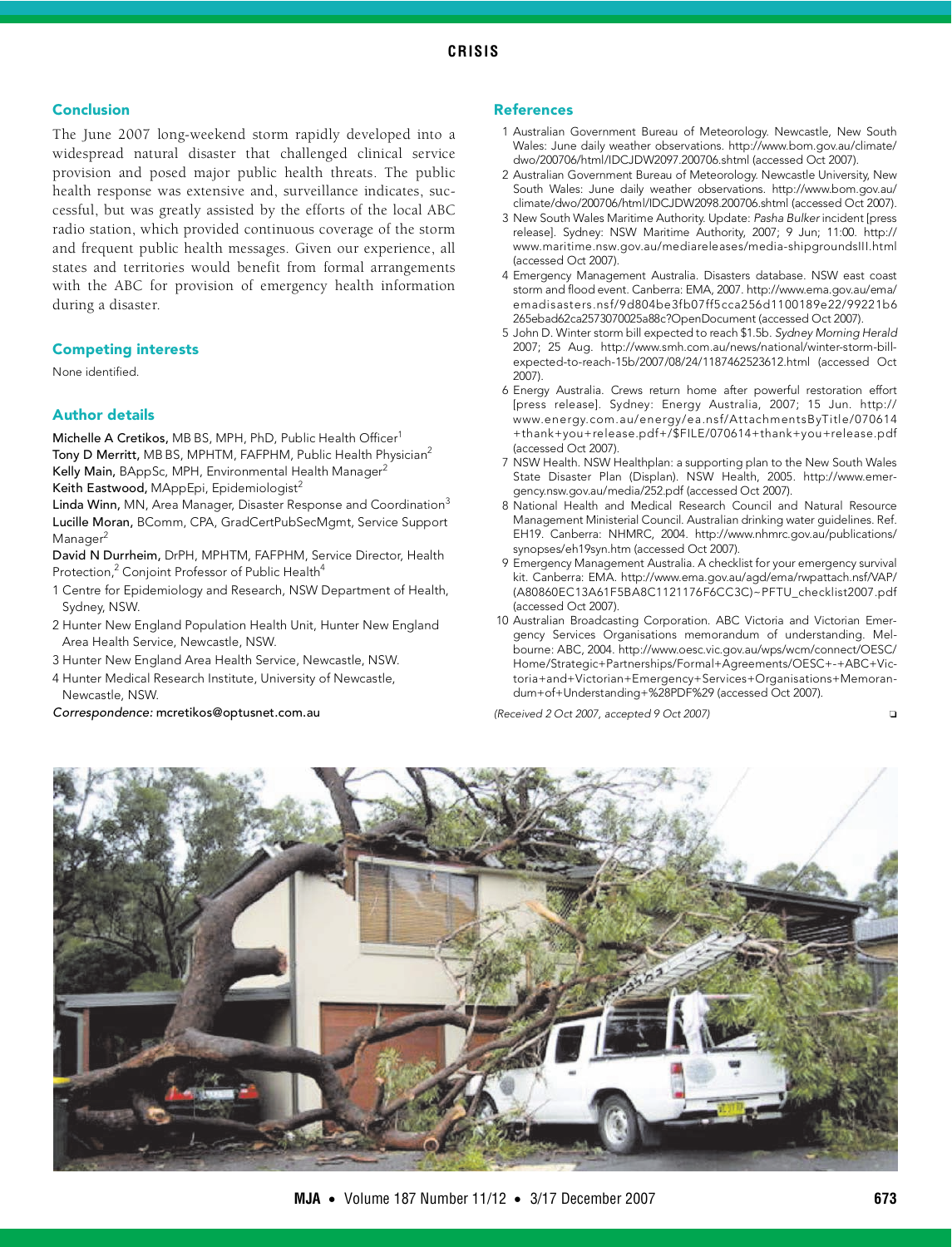## Conclusion

The June 2007 long-weekend storm rapidly developed into a widespread natural disaster that challenged clinical service provision and posed major public health threats. The public health response was extensive and, surveillance indicates, successful, but was greatly assisted by the efforts of the local ABC radio station, which provided continuous coverage of the storm and frequent public health messages. Given our experience, all states and territories would benefit from formal arrangements with the ABC for provision of emergency health information during a disaster.

## Competing interests

None identified.

## Author details

**Michelle A Cretikos,** MB BS, MPH, PhD, Public Health Officer[1]
**Tony D Merritt,** MB BS, MPHTM, FAFPHM, Public Health Physician[2]
**Kelly Main,** BAppSc, MPH, Environmental Health Manager[2]
**Keith Eastwood,** MAppEpi, Epidemiologist[2]
**Linda Winn,** MN, Area Manager, Disaster Response and Coordination[3]
**Lucille Moran,** BComm, CPA, GradCertPubSecMgmt, Service Support Manager[2]
**David N Durrheim,** DrPH, MPHTM, FAFPHM, Service Director, Health Protection,[2] Conjoint Professor of Public Health[4]

1 Centre for Epidemiology and Research, NSW Department of Health, Sydney, NSW.
2 Hunter New England Population Health Unit, Hunter New England Area Health Service, Newcastle, NSW.
3 Hunter New England Area Health Service, Newcastle, NSW.
4 Hunter Medical Research Institute, University of Newcastle, Newcastle, NSW.

*Correspondence:* mcretikos@optusnet.com.au

## References

1 Australian Government Bureau of Meteorology. Newcastle, New South Wales: June daily weather observations. http://www.bom.gov.au/climate/dwo/200706/html/IDCJDW2097.200706.shtml (accessed Oct 2007).
2 Australian Government Bureau of Meteorology. Newcastle University, New South Wales: June daily weather observations. http://www.bom.gov.au/climate/dwo/200706/html/IDCJDW2098.200706.shtml (accessed Oct 2007).
3 New South Wales Maritime Authority. Update: *Pasha Bulker* incident [press release]. Sydney: NSW Maritime Authority, 2007; 9 Jun; 11:00. http://www.maritime.nsw.gov.au/mediareleases/media-shipgroundsIII.html (accessed Oct 2007).
4 Emergency Management Australia. Disasters database. NSW east coast storm and flood event. Canberra: EMA, 2007. http://www.ema.gov.au/ema/emadisasters.nsf/9d804be3fb07ff5cca256d1100189e22/99221b6265ebad62ca2573070025a88c?OpenDocument (accessed Oct 2007).
5 John D. Winter storm bill expected to reach $1.5b. *Sydney Morning Herald* 2007; 25 Aug. http://www.smh.com.au/news/national/winter-storm-bill-expected-to-reach-15b/2007/08/24/1187462523612.html (accessed Oct 2007).
6 Energy Australia. Crews return home after powerful restoration effort [press release]. Sydney: Energy Australia, 2007; 15 Jun. http://www.energy.com.au/energy/ea.nsf/AttachmentsByTitle/070614+thank+you+release.pdf+/$FILE/070614+thank+you+release.pdf (accessed Oct 2007).
7 NSW Health. NSW Healthplan: a supporting plan to the New South Wales State Disaster Plan (Displan). NSW Health, 2005. http://www.emergency.nsw.gov.au/media/252.pdf (accessed Oct 2007).
8 National Health and Medical Research Council and Natural Resource Management Ministerial Council. Australian drinking water guidelines. Ref. EH19. Canberra: NHMRC, 2004. http://www.nhmrc.gov.au/publications/synopses/eh19syn.htm (accessed Oct 2007).
9 Emergency Management Australia. A checklist for your emergency survival kit. Canberra: EMA. http://www.ema.gov.au/agd/ema/rwpattach.nsf/VAP/(A80860EC13A61F5BA8C1121176F6CC3C)~PFTU_checklist2007.pdf (accessed Oct 2007).
10 Australian Broadcasting Corporation. ABC Victoria and Victorian Emergency Services Organisations memorandum of understanding. Melbourne: ABC, 2004. http://www.oesc.vic.gov.au/wps/wcm/connect/OESC/Home/Strategic+Partnerships/Formal+Agreements/OESC+-+ABC+Victoria+and+Victorian+Emergency+Services+Organisations+Memorandum+of+Understanding+%28PDF%29 (accessed Oct 2007).

*(Received 2 Oct 2007, accepted 9 Oct 2007)*